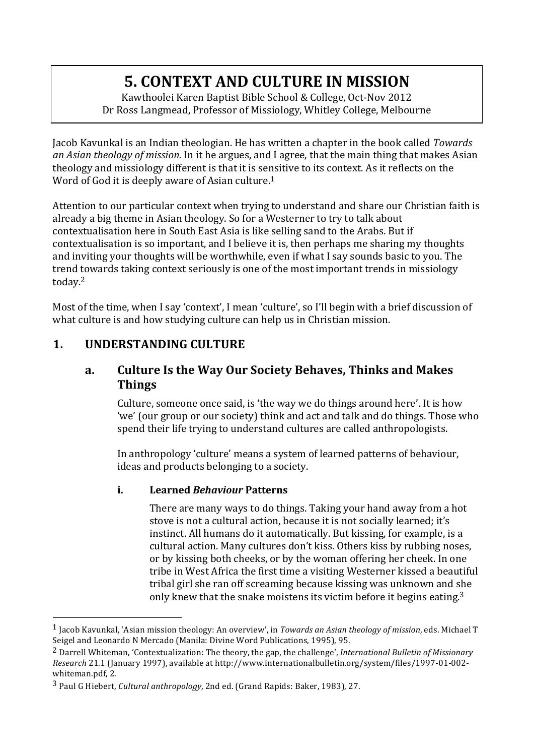# 5. CONTEXT AND CULTURE IN MISSION

Kawthoolei Karen Baptist Bible School & College, Oct-Nov 2012
Dr Ross Langmead, Professor of Missiology, Whitley College, Melbourne

Jacob Kavunkal is an Indian theologian. He has written a chapter in the book called *Towards an Asian theology of mission*. In it he argues, and I agree, that the main thing that makes Asian theology and missiology different is that it is sensitive to its context. As it reflects on the Word of God it is deeply aware of Asian culture.[1]

Attention to our particular context when trying to understand and share our Christian faith is already a big theme in Asian theology. So for a Westerner to try to talk about contextualisation here in South East Asia is like selling sand to the Arabs. But if contextualisation is so important, and I believe it is, then perhaps me sharing my thoughts and inviting your thoughts will be worthwhile, even if what I say sounds basic to you. The trend towards taking context seriously is one of the most important trends in missiology today.[2]

Most of the time, when I say 'context', I mean 'culture', so I'll begin with a brief discussion of what culture is and how studying culture can help us in Christian mission.

## 1. UNDERSTANDING CULTURE

### a. Culture Is the Way Our Society Behaves, Thinks and Makes Things

Culture, someone once said, is 'the way we do things around here'. It is how 'we' (our group or our society) think and act and talk and do things. Those who spend their life trying to understand cultures are called anthropologists.

In anthropology 'culture' means a system of learned patterns of behaviour, ideas and products belonging to a society.

#### i. Learned *Behaviour* Patterns

There are many ways to do things. Taking your hand away from a hot stove is not a cultural action, because it is not socially learned; it's instinct. All humans do it automatically. But kissing, for example, is a cultural action. Many cultures don't kiss. Others kiss by rubbing noses, or by kissing both cheeks, or by the woman offering her cheek. In one tribe in West Africa the first time a visiting Westerner kissed a beautiful tribal girl she ran off screaming because kissing was unknown and she only knew that the snake moistens its victim before it begins eating.[3]

---

[1] Jacob Kavunkal, 'Asian mission theology: An overview', in *Towards an Asian theology of mission*, eds. Michael T Seigel and Leonardo N Mercado (Manila: Divine Word Publications, 1995), 95.

[2] Darrell Whiteman, 'Contextualization: The theory, the gap, the challenge', *International Bulletin of Missionary Research* 21.1 (January 1997), available at http://www.internationalbulletin.org/system/files/1997-01-002-whiteman.pdf, 2.

[3] Paul G Hiebert, *Cultural anthropology*, 2nd ed. (Grand Rapids: Baker, 1983), 27.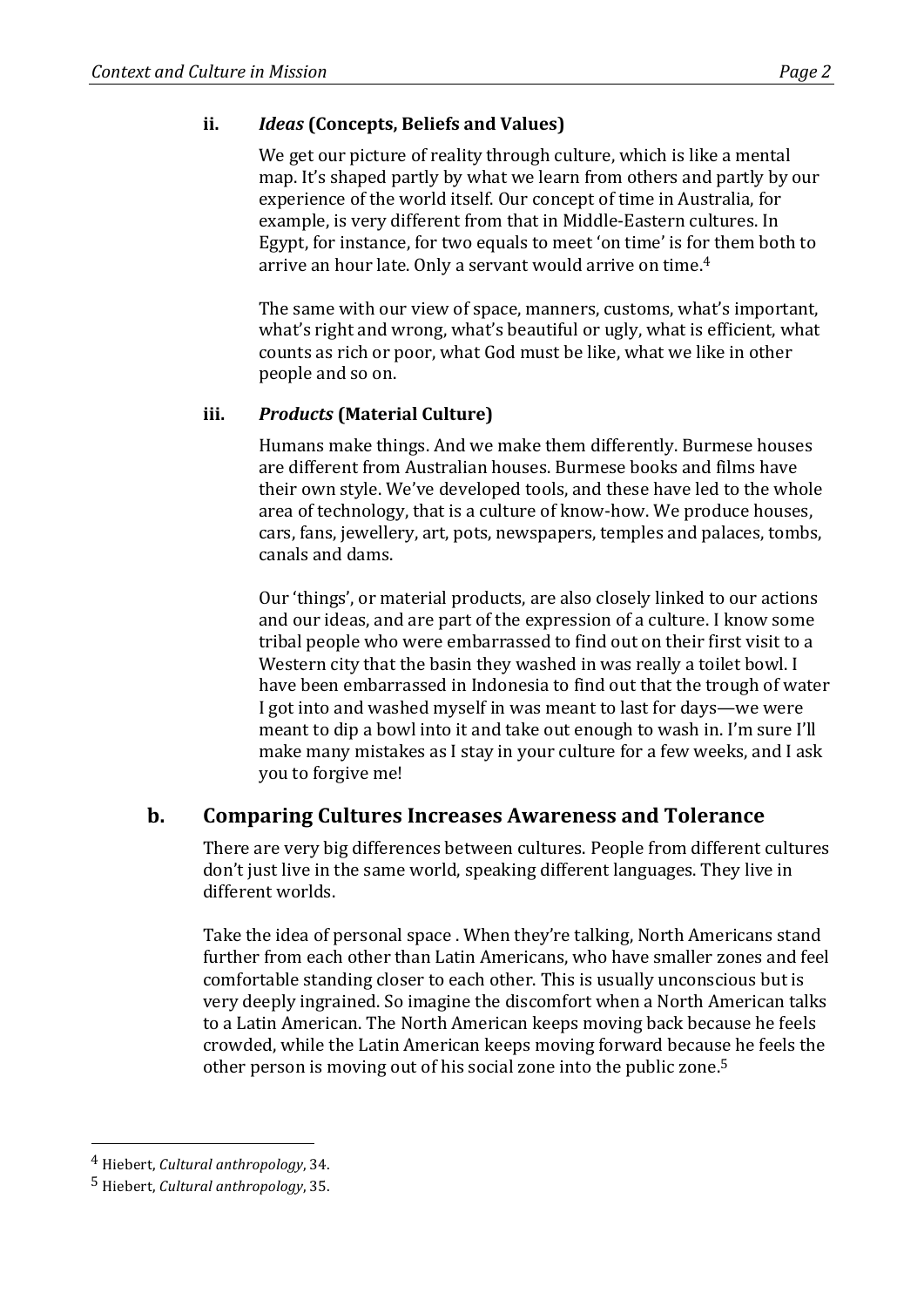### ii. *Ideas* (Concepts, Beliefs and Values)

We get our picture of reality through culture, which is like a mental map. It's shaped partly by what we learn from others and partly by our experience of the world itself. Our concept of time in Australia, for example, is very different from that in Middle-Eastern cultures. In Egypt, for instance, for two equals to meet 'on time' is for them both to arrive an hour late. Only a servant would arrive on time.[4]

The same with our view of space, manners, customs, what's important, what's right and wrong, what's beautiful or ugly, what is efficient, what counts as rich or poor, what God must be like, what we like in other people and so on.

### iii. *Products* (Material Culture)

Humans make things. And we make them differently. Burmese houses are different from Australian houses. Burmese books and films have their own style. We've developed tools, and these have led to the whole area of technology, that is a culture of know-how. We produce houses, cars, fans, jewellery, art, pots, newspapers, temples and palaces, tombs, canals and dams.

Our 'things', or material products, are also closely linked to our actions and our ideas, and are part of the expression of a culture. I know some tribal people who were embarrassed to find out on their first visit to a Western city that the basin they washed in was really a toilet bowl. I have been embarrassed in Indonesia to find out that the trough of water I got into and washed myself in was meant to last for days—we were meant to dip a bowl into it and take out enough to wash in. I'm sure I'll make many mistakes as I stay in your culture for a few weeks, and I ask you to forgive me!

## b. Comparing Cultures Increases Awareness and Tolerance

There are very big differences between cultures. People from different cultures don't just live in the same world, speaking different languages. They live in different worlds.

Take the idea of personal space . When they're talking, North Americans stand further from each other than Latin Americans, who have smaller zones and feel comfortable standing closer to each other. This is usually unconscious but is very deeply ingrained. So imagine the discomfort when a North American talks to a Latin American. The North American keeps moving back because he feels crowded, while the Latin American keeps moving forward because he feels the other person is moving out of his social zone into the public zone.[5]

---

[4] Hiebert, *Cultural anthropology*, 34.

[5] Hiebert, *Cultural anthropology*, 35.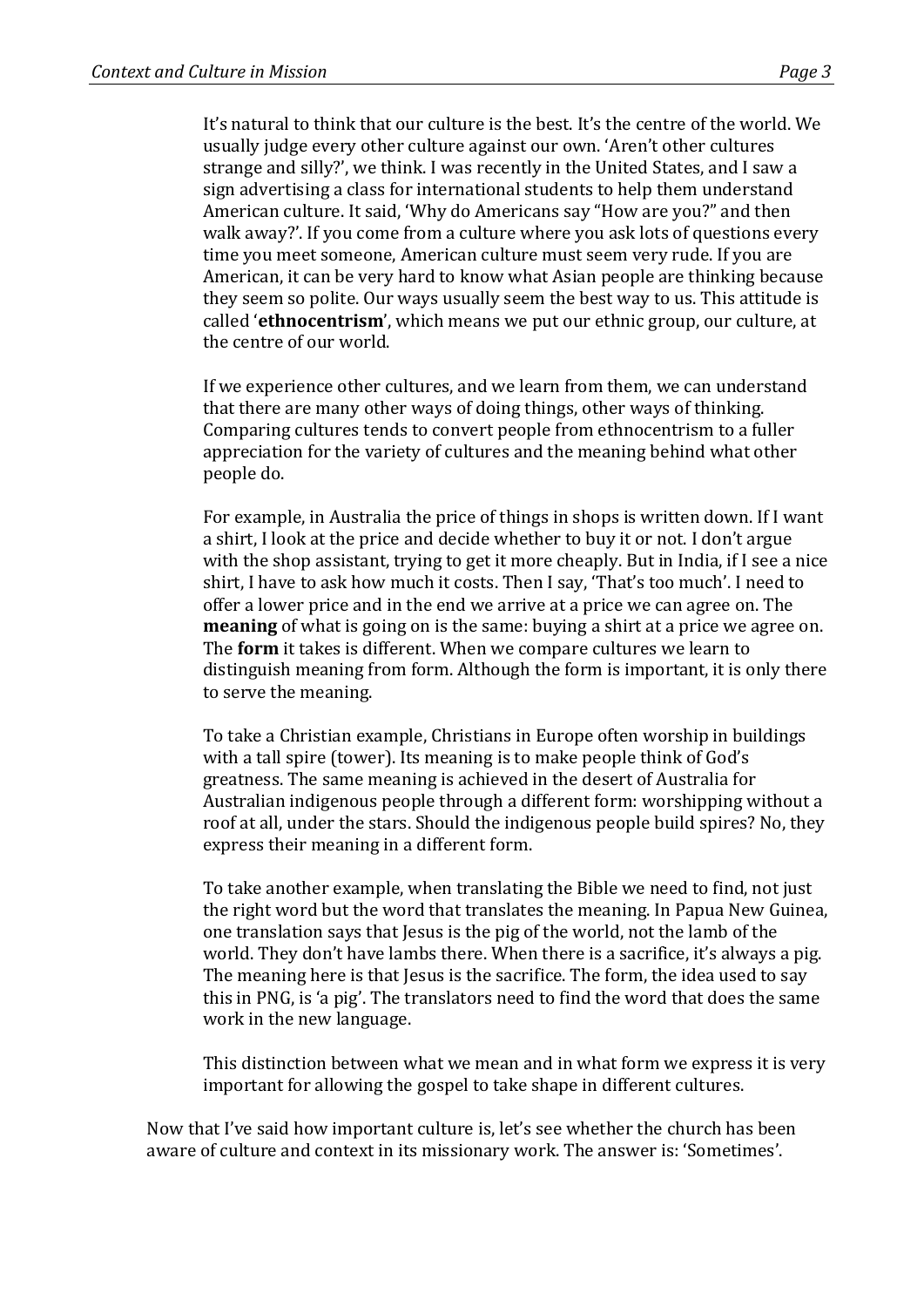It's natural to think that our culture is the best. It's the centre of the world. We usually judge every other culture against our own. 'Aren't other cultures strange and silly?', we think. I was recently in the United States, and I saw a sign advertising a class for international students to help them understand American culture. It said, 'Why do Americans say "How are you?" and then walk away?'. If you come from a culture where you ask lots of questions every time you meet someone, American culture must seem very rude. If you are American, it can be very hard to know what Asian people are thinking because they seem so polite. Our ways usually seem the best way to us. This attitude is called '**ethnocentrism**', which means we put our ethnic group, our culture, at the centre of our world.

If we experience other cultures, and we learn from them, we can understand that there are many other ways of doing things, other ways of thinking. Comparing cultures tends to convert people from ethnocentrism to a fuller appreciation for the variety of cultures and the meaning behind what other people do.

For example, in Australia the price of things in shops is written down. If I want a shirt, I look at the price and decide whether to buy it or not. I don't argue with the shop assistant, trying to get it more cheaply. But in India, if I see a nice shirt, I have to ask how much it costs. Then I say, 'That's too much'. I need to offer a lower price and in the end we arrive at a price we can agree on. The **meaning** of what is going on is the same: buying a shirt at a price we agree on. The **form** it takes is different. When we compare cultures we learn to distinguish meaning from form. Although the form is important, it is only there to serve the meaning.

To take a Christian example, Christians in Europe often worship in buildings with a tall spire (tower). Its meaning is to make people think of God's greatness. The same meaning is achieved in the desert of Australia for Australian indigenous people through a different form: worshipping without a roof at all, under the stars. Should the indigenous people build spires? No, they express their meaning in a different form.

To take another example, when translating the Bible we need to find, not just the right word but the word that translates the meaning. In Papua New Guinea, one translation says that Jesus is the pig of the world, not the lamb of the world. They don't have lambs there. When there is a sacrifice, it's always a pig. The meaning here is that Jesus is the sacrifice. The form, the idea used to say this in PNG, is 'a pig'. The translators need to find the word that does the same work in the new language.

This distinction between what we mean and in what form we express it is very important for allowing the gospel to take shape in different cultures.

Now that I've said how important culture is, let's see whether the church has been aware of culture and context in its missionary work. The answer is: 'Sometimes'.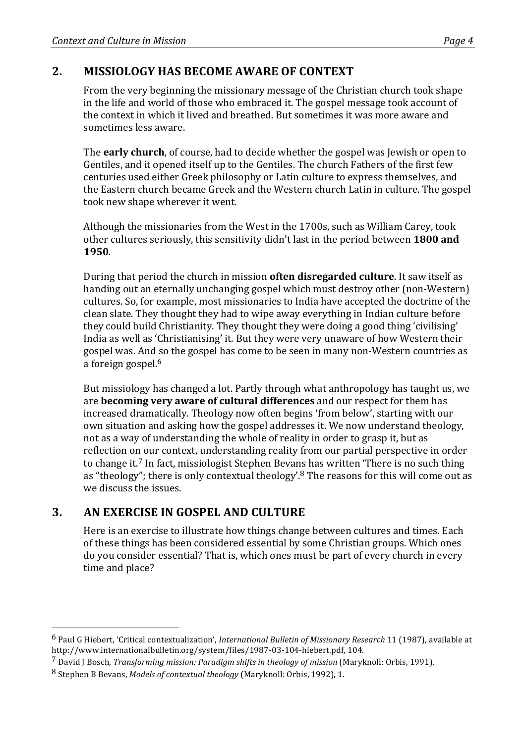## 2. MISSIOLOGY HAS BECOME AWARE OF CONTEXT

From the very beginning the missionary message of the Christian church took shape in the life and world of those who embraced it. The gospel message took account of the context in which it lived and breathed. But sometimes it was more aware and sometimes less aware.

The **early church**, of course, had to decide whether the gospel was Jewish or open to Gentiles, and it opened itself up to the Gentiles. The church Fathers of the first few centuries used either Greek philosophy or Latin culture to express themselves, and the Eastern church became Greek and the Western church Latin in culture. The gospel took new shape wherever it went.

Although the missionaries from the West in the 1700s, such as William Carey, took other cultures seriously, this sensitivity didn't last in the period between **1800 and 1950**.

During that period the church in mission **often disregarded culture**. It saw itself as handing out an eternally unchanging gospel which must destroy other (non-Western) cultures. So, for example, most missionaries to India have accepted the doctrine of the clean slate. They thought they had to wipe away everything in Indian culture before they could build Christianity. They thought they were doing a good thing 'civilising' India as well as 'Christianising' it. But they were very unaware of how Western their gospel was. And so the gospel has come to be seen in many non-Western countries as a foreign gospel.[6]

But missiology has changed a lot. Partly through what anthropology has taught us, we are **becoming very aware of cultural differences** and our respect for them has increased dramatically. Theology now often begins 'from below', starting with our own situation and asking how the gospel addresses it. We now understand theology, not as a way of understanding the whole of reality in order to grasp it, but as reflection on our context, understanding reality from our partial perspective in order to change it.[7] In fact, missiologist Stephen Bevans has written 'There is no such thing as "theology"; there is only contextual theology'.[8] The reasons for this will come out as we discuss the issues.

## 3. AN EXERCISE IN GOSPEL AND CULTURE

Here is an exercise to illustrate how things change between cultures and times. Each of these things has been considered essential by some Christian groups. Which ones do you consider essential? That is, which ones must be part of every church in every time and place?

---

[6] Paul G Hiebert, 'Critical contextualization', *International Bulletin of Missionary Research* 11 (1987), available at http://www.internationalbulletin.org/system/files/1987-03-104-hiebert.pdf, 104.

[7] David J Bosch, *Transforming mission: Paradigm shifts in theology of mission* (Maryknoll: Orbis, 1991).

[8] Stephen B Bevans, *Models of contextual theology* (Maryknoll: Orbis, 1992), 1.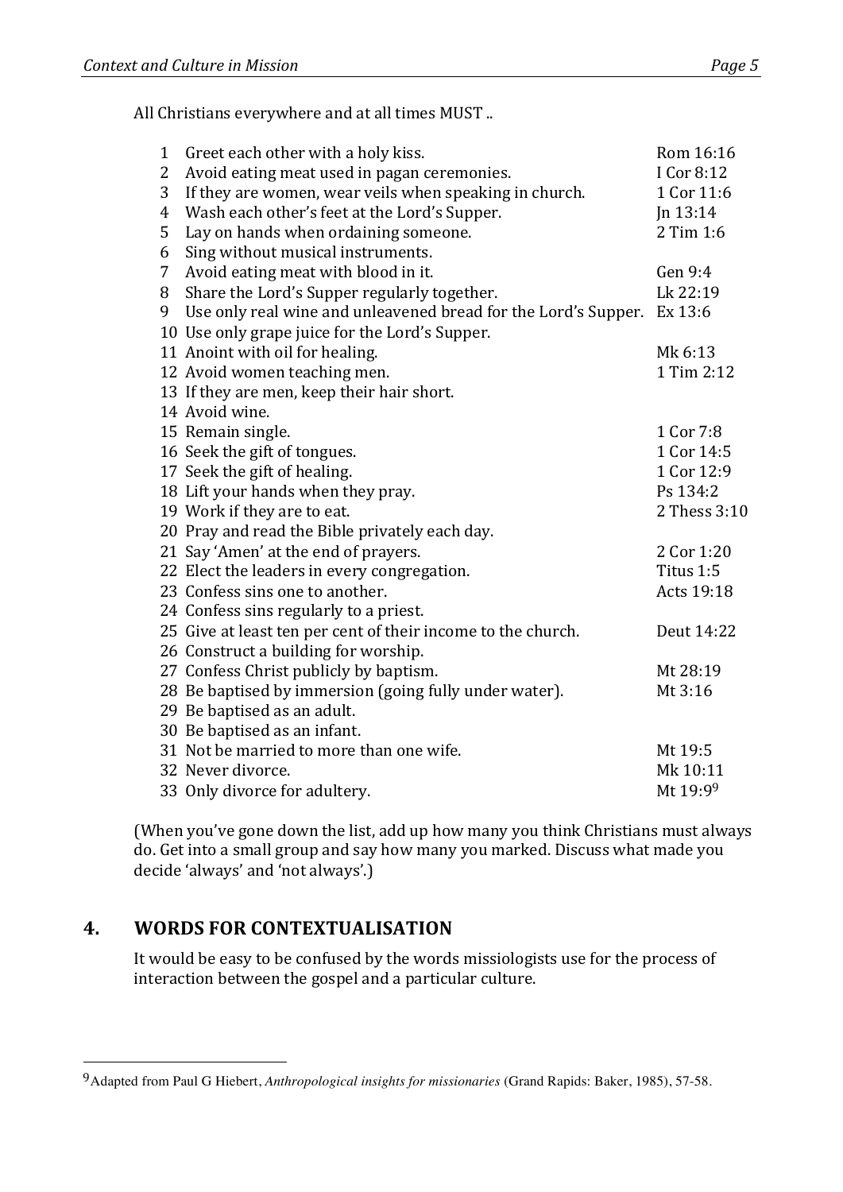All Christians everywhere and at all times MUST ..

| | | |
|---|---|---|
| 1 | Greet each other with a holy kiss. | Rom 16:16 |
| 2 | Avoid eating meat used in pagan ceremonies. | I Cor 8:12 |
| 3 | If they are women, wear veils when speaking in church. | 1 Cor 11:6 |
| 4 | Wash each other's feet at the Lord's Supper. | Jn 13:14 |
| 5 | Lay on hands when ordaining someone. | 2 Tim 1:6 |
| 6 | Sing without musical instruments. | |
| 7 | Avoid eating meat with blood in it. | Gen 9:4 |
| 8 | Share the Lord's Supper regularly together. | Lk 22:19 |
| 9 | Use only real wine and unleavened bread for the Lord's Supper. | Ex 13:6 |
| 10 | Use only grape juice for the Lord's Supper. | |
| 11 | Anoint with oil for healing. | Mk 6:13 |
| 12 | Avoid women teaching men. | 1 Tim 2:12 |
| 13 | If they are men, keep their hair short. | |
| 14 | Avoid wine. | |
| 15 | Remain single. | 1 Cor 7:8 |
| 16 | Seek the gift of tongues. | 1 Cor 14:5 |
| 17 | Seek the gift of healing. | 1 Cor 12:9 |
| 18 | Lift your hands when they pray. | Ps 134:2 |
| 19 | Work if they are to eat. | 2 Thess 3:10 |
| 20 | Pray and read the Bible privately each day. | |
| 21 | Say 'Amen' at the end of prayers. | 2 Cor 1:20 |
| 22 | Elect the leaders in every congregation. | Titus 1:5 |
| 23 | Confess sins one to another. | Acts 19:18 |
| 24 | Confess sins regularly to a priest. | |
| 25 | Give at least ten per cent of their income to the church. | Deut 14:22 |
| 26 | Construct a building for worship. | |
| 27 | Confess Christ publicly by baptism. | Mt 28:19 |
| 28 | Be baptised by immersion (going fully under water). | Mt 3:16 |
| 29 | Be baptised as an adult. | |
| 30 | Be baptised as an infant. | |
| 31 | Not be married to more than one wife. | Mt 19:5 |
| 32 | Never divorce. | Mk 10:11 |
| 33 | Only divorce for adultery. | Mt 19:9[9] |

(When you've gone down the list, add up how many you think Christians must always do. Get into a small group and say how many you marked. Discuss what made you decide 'always' and 'not always'.)

## 4. WORDS FOR CONTEXTUALISATION

It would be easy to be confused by the words missiologists use for the process of interaction between the gospel and a particular culture.

---

[9] Adapted from Paul G Hiebert, *Anthropological insights for missionaries* (Grand Rapids: Baker, 1985), 57-58.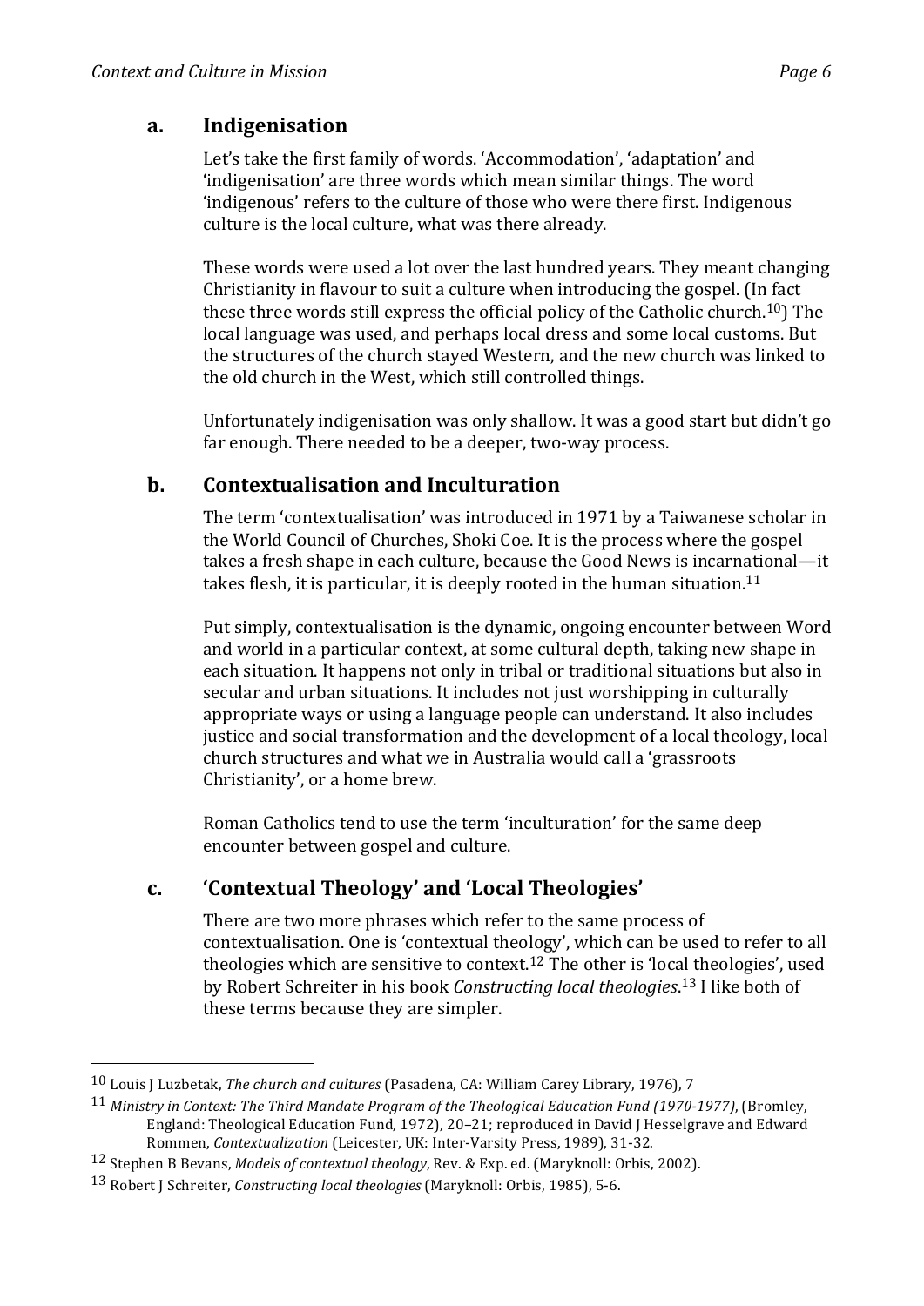### a. Indigenisation

Let's take the first family of words. 'Accommodation', 'adaptation' and 'indigenisation' are three words which mean similar things. The word 'indigenous' refers to the culture of those who were there first. Indigenous culture is the local culture, what was there already.

These words were used a lot over the last hundred years. They meant changing Christianity in flavour to suit a culture when introducing the gospel. (In fact these three words still express the official policy of the Catholic church.[10]) The local language was used, and perhaps local dress and some local customs. But the structures of the church stayed Western, and the new church was linked to the old church in the West, which still controlled things.

Unfortunately indigenisation was only shallow. It was a good start but didn't go far enough. There needed to be a deeper, two-way process.

### b. Contextualisation and Inculturation

The term 'contextualisation' was introduced in 1971 by a Taiwanese scholar in the World Council of Churches, Shoki Coe. It is the process where the gospel takes a fresh shape in each culture, because the Good News is incarnational—it takes flesh, it is particular, it is deeply rooted in the human situation.[11]

Put simply, contextualisation is the dynamic, ongoing encounter between Word and world in a particular context, at some cultural depth, taking new shape in each situation. It happens not only in tribal or traditional situations but also in secular and urban situations. It includes not just worshipping in culturally appropriate ways or using a language people can understand. It also includes justice and social transformation and the development of a local theology, local church structures and what we in Australia would call a 'grassroots Christianity', or a home brew.

Roman Catholics tend to use the term 'inculturation' for the same deep encounter between gospel and culture.

### c. 'Contextual Theology' and 'Local Theologies'

There are two more phrases which refer to the same process of contextualisation. One is 'contextual theology', which can be used to refer to all theologies which are sensitive to context.[12] The other is 'local theologies', used by Robert Schreiter in his book *Constructing local theologies*.[13] I like both of these terms because they are simpler.

---

[10] Louis J Luzbetak, *The church and cultures* (Pasadena, CA: William Carey Library, 1976), 7

[11] *Ministry in Context: The Third Mandate Program of the Theological Education Fund (1970-1977)*, (Bromley, England: Theological Education Fund, 1972), 20–21; reproduced in David J Hesselgrave and Edward Rommen, *Contextualization* (Leicester, UK: Inter-Varsity Press, 1989), 31-32.

[12] Stephen B Bevans, *Models of contextual theology*, Rev. & Exp. ed. (Maryknoll: Orbis, 2002).

[13] Robert J Schreiter, *Constructing local theologies* (Maryknoll: Orbis, 1985), 5-6.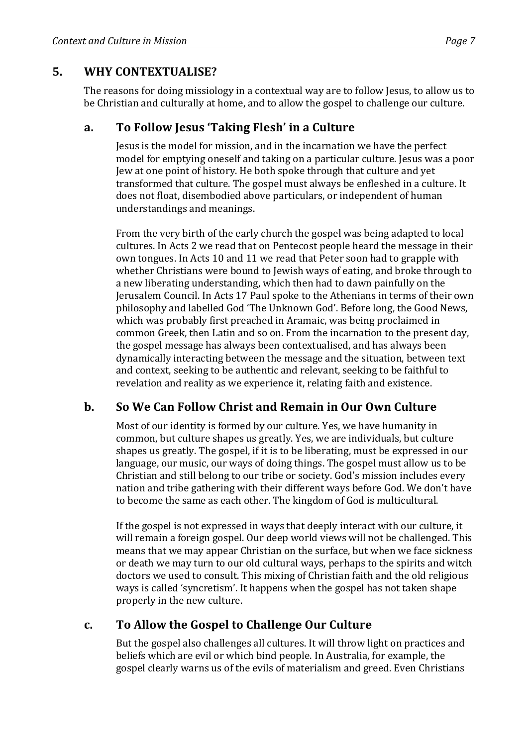## 5. WHY CONTEXTUALISE?

The reasons for doing missiology in a contextual way are to follow Jesus, to allow us to be Christian and culturally at home, and to allow the gospel to challenge our culture.

### a. To Follow Jesus 'Taking Flesh' in a Culture

Jesus is the model for mission, and in the incarnation we have the perfect model for emptying oneself and taking on a particular culture. Jesus was a poor Jew at one point of history. He both spoke through that culture and yet transformed that culture. The gospel must always be enfleshed in a culture. It does not float, disembodied above particulars, or independent of human understandings and meanings.

From the very birth of the early church the gospel was being adapted to local cultures. In Acts 2 we read that on Pentecost people heard the message in their own tongues. In Acts 10 and 11 we read that Peter soon had to grapple with whether Christians were bound to Jewish ways of eating, and broke through to a new liberating understanding, which then had to dawn painfully on the Jerusalem Council. In Acts 17 Paul spoke to the Athenians in terms of their own philosophy and labelled God 'The Unknown God'. Before long, the Good News, which was probably first preached in Aramaic, was being proclaimed in common Greek, then Latin and so on. From the incarnation to the present day, the gospel message has always been contextualised, and has always been dynamically interacting between the message and the situation, between text and context, seeking to be authentic and relevant, seeking to be faithful to revelation and reality as we experience it, relating faith and existence.

### b. So We Can Follow Christ and Remain in Our Own Culture

Most of our identity is formed by our culture. Yes, we have humanity in common, but culture shapes us greatly. Yes, we are individuals, but culture shapes us greatly. The gospel, if it is to be liberating, must be expressed in our language, our music, our ways of doing things. The gospel must allow us to be Christian and still belong to our tribe or society. God's mission includes every nation and tribe gathering with their different ways before God. We don't have to become the same as each other. The kingdom of God is multicultural.

If the gospel is not expressed in ways that deeply interact with our culture, it will remain a foreign gospel. Our deep world views will not be challenged. This means that we may appear Christian on the surface, but when we face sickness or death we may turn to our old cultural ways, perhaps to the spirits and witch doctors we used to consult. This mixing of Christian faith and the old religious ways is called 'syncretism'. It happens when the gospel has not taken shape properly in the new culture.

### c. To Allow the Gospel to Challenge Our Culture

But the gospel also challenges all cultures. It will throw light on practices and beliefs which are evil or which bind people. In Australia, for example, the gospel clearly warns us of the evils of materialism and greed. Even Christians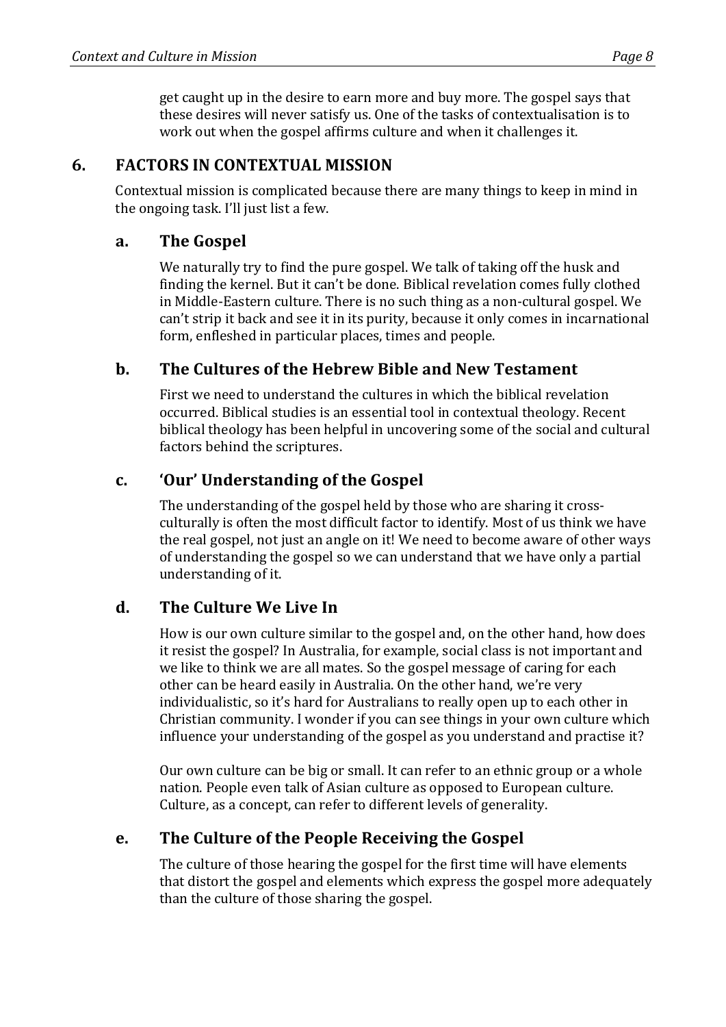get caught up in the desire to earn more and buy more. The gospel says that these desires will never satisfy us. One of the tasks of contextualisation is to work out when the gospel affirms culture and when it challenges it.

## 6. FACTORS IN CONTEXTUAL MISSION

Contextual mission is complicated because there are many things to keep in mind in the ongoing task. I'll just list a few.

### a. The Gospel

We naturally try to find the pure gospel. We talk of taking off the husk and finding the kernel. But it can't be done. Biblical revelation comes fully clothed in Middle-Eastern culture. There is no such thing as a non-cultural gospel. We can't strip it back and see it in its purity, because it only comes in incarnational form, enfleshed in particular places, times and people.

### b. The Cultures of the Hebrew Bible and New Testament

First we need to understand the cultures in which the biblical revelation occurred. Biblical studies is an essential tool in contextual theology. Recent biblical theology has been helpful in uncovering some of the social and cultural factors behind the scriptures.

### c. 'Our' Understanding of the Gospel

The understanding of the gospel held by those who are sharing it cross-culturally is often the most difficult factor to identify. Most of us think we have the real gospel, not just an angle on it! We need to become aware of other ways of understanding the gospel so we can understand that we have only a partial understanding of it.

### d. The Culture We Live In

How is our own culture similar to the gospel and, on the other hand, how does it resist the gospel? In Australia, for example, social class is not important and we like to think we are all mates. So the gospel message of caring for each other can be heard easily in Australia. On the other hand, we're very individualistic, so it's hard for Australians to really open up to each other in Christian community. I wonder if you can see things in your own culture which influence your understanding of the gospel as you understand and practise it?

Our own culture can be big or small. It can refer to an ethnic group or a whole nation. People even talk of Asian culture as opposed to European culture. Culture, as a concept, can refer to different levels of generality.

### e. The Culture of the People Receiving the Gospel

The culture of those hearing the gospel for the first time will have elements that distort the gospel and elements which express the gospel more adequately than the culture of those sharing the gospel.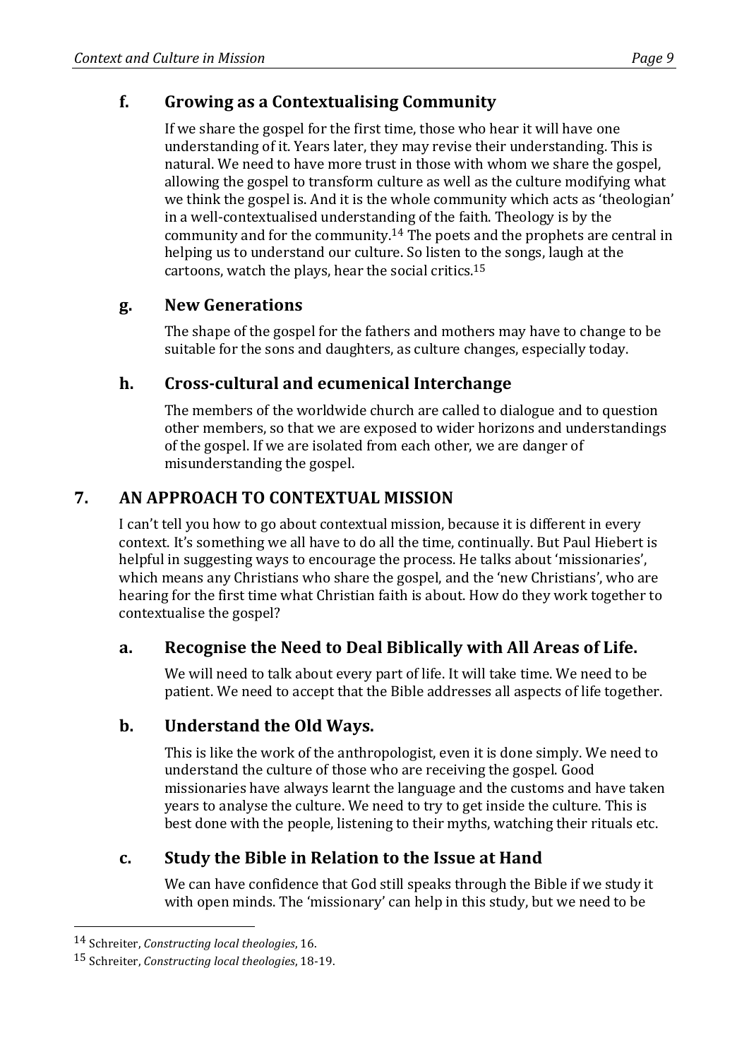### f. Growing as a Contextualising Community

If we share the gospel for the first time, those who hear it will have one understanding of it. Years later, they may revise their understanding. This is natural. We need to have more trust in those with whom we share the gospel, allowing the gospel to transform culture as well as the culture modifying what we think the gospel is. And it is the whole community which acts as 'theologian' in a well-contextualised understanding of the faith. Theology is by the community and for the community.[14] The poets and the prophets are central in helping us to understand our culture. So listen to the songs, laugh at the cartoons, watch the plays, hear the social critics.[15]

### g. New Generations

The shape of the gospel for the fathers and mothers may have to change to be suitable for the sons and daughters, as culture changes, especially today.

### h. Cross-cultural and ecumenical Interchange

The members of the worldwide church are called to dialogue and to question other members, so that we are exposed to wider horizons and understandings of the gospel. If we are isolated from each other, we are danger of misunderstanding the gospel.

## 7. AN APPROACH TO CONTEXTUAL MISSION

I can't tell you how to go about contextual mission, because it is different in every context. It's something we all have to do all the time, continually. But Paul Hiebert is helpful in suggesting ways to encourage the process. He talks about 'missionaries', which means any Christians who share the gospel, and the 'new Christians', who are hearing for the first time what Christian faith is about. How do they work together to contextualise the gospel?

### a. Recognise the Need to Deal Biblically with All Areas of Life.

We will need to talk about every part of life. It will take time. We need to be patient. We need to accept that the Bible addresses all aspects of life together.

### b. Understand the Old Ways.

This is like the work of the anthropologist, even it is done simply. We need to understand the culture of those who are receiving the gospel. Good missionaries have always learnt the language and the customs and have taken years to analyse the culture. We need to try to get inside the culture. This is best done with the people, listening to their myths, watching their rituals etc.

### c. Study the Bible in Relation to the Issue at Hand

We can have confidence that God still speaks through the Bible if we study it with open minds. The 'missionary' can help in this study, but we need to be

---

[14] Schreiter, *Constructing local theologies*, 16.

[15] Schreiter, *Constructing local theologies*, 18-19.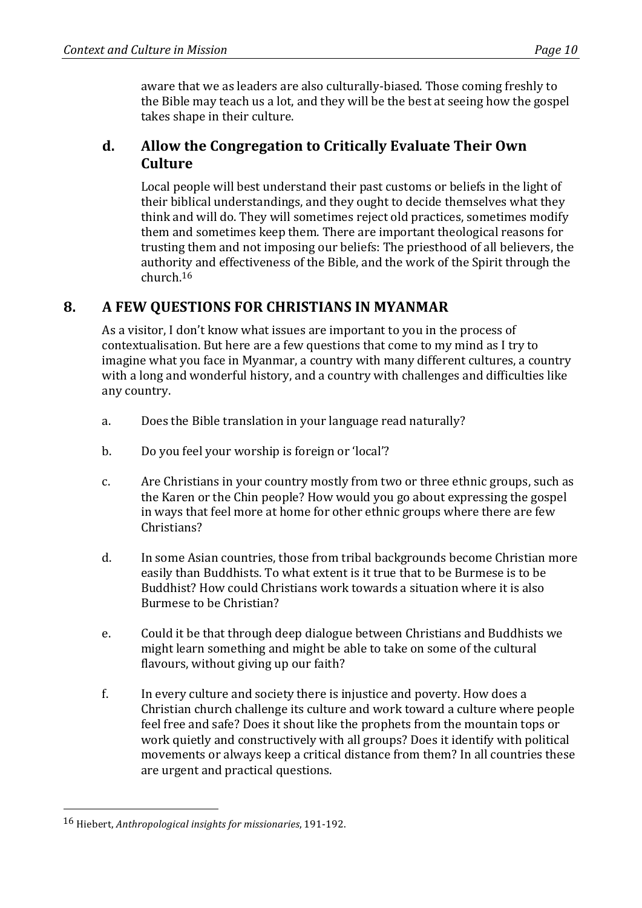aware that we as leaders are also culturally-biased. Those coming freshly to the Bible may teach us a lot, and they will be the best at seeing how the gospel takes shape in their culture.

### d. Allow the Congregation to Critically Evaluate Their Own Culture

Local people will best understand their past customs or beliefs in the light of their biblical understandings, and they ought to decide themselves what they think and will do. They will sometimes reject old practices, sometimes modify them and sometimes keep them. There are important theological reasons for trusting them and not imposing our beliefs: The priesthood of all believers, the authority and effectiveness of the Bible, and the work of the Spirit through the church.[16]

## 8. A FEW QUESTIONS FOR CHRISTIANS IN MYANMAR

As a visitor, I don't know what issues are important to you in the process of contextualisation. But here are a few questions that come to my mind as I try to imagine what you face in Myanmar, a country with many different cultures, a country with a long and wonderful history, and a country with challenges and difficulties like any country.

a. Does the Bible translation in your language read naturally?

b. Do you feel your worship is foreign or 'local'?

c. Are Christians in your country mostly from two or three ethnic groups, such as the Karen or the Chin people? How would you go about expressing the gospel in ways that feel more at home for other ethnic groups where there are few Christians?

d. In some Asian countries, those from tribal backgrounds become Christian more easily than Buddhists. To what extent is it true that to be Burmese is to be Buddhist? How could Christians work towards a situation where it is also Burmese to be Christian?

e. Could it be that through deep dialogue between Christians and Buddhists we might learn something and might be able to take on some of the cultural flavours, without giving up our faith?

f. In every culture and society there is injustice and poverty. How does a Christian church challenge its culture and work toward a culture where people feel free and safe? Does it shout like the prophets from the mountain tops or work quietly and constructively with all groups? Does it identify with political movements or always keep a critical distance from them? In all countries these are urgent and practical questions.

---

[16] Hiebert, *Anthropological insights for missionaries*, 191-192.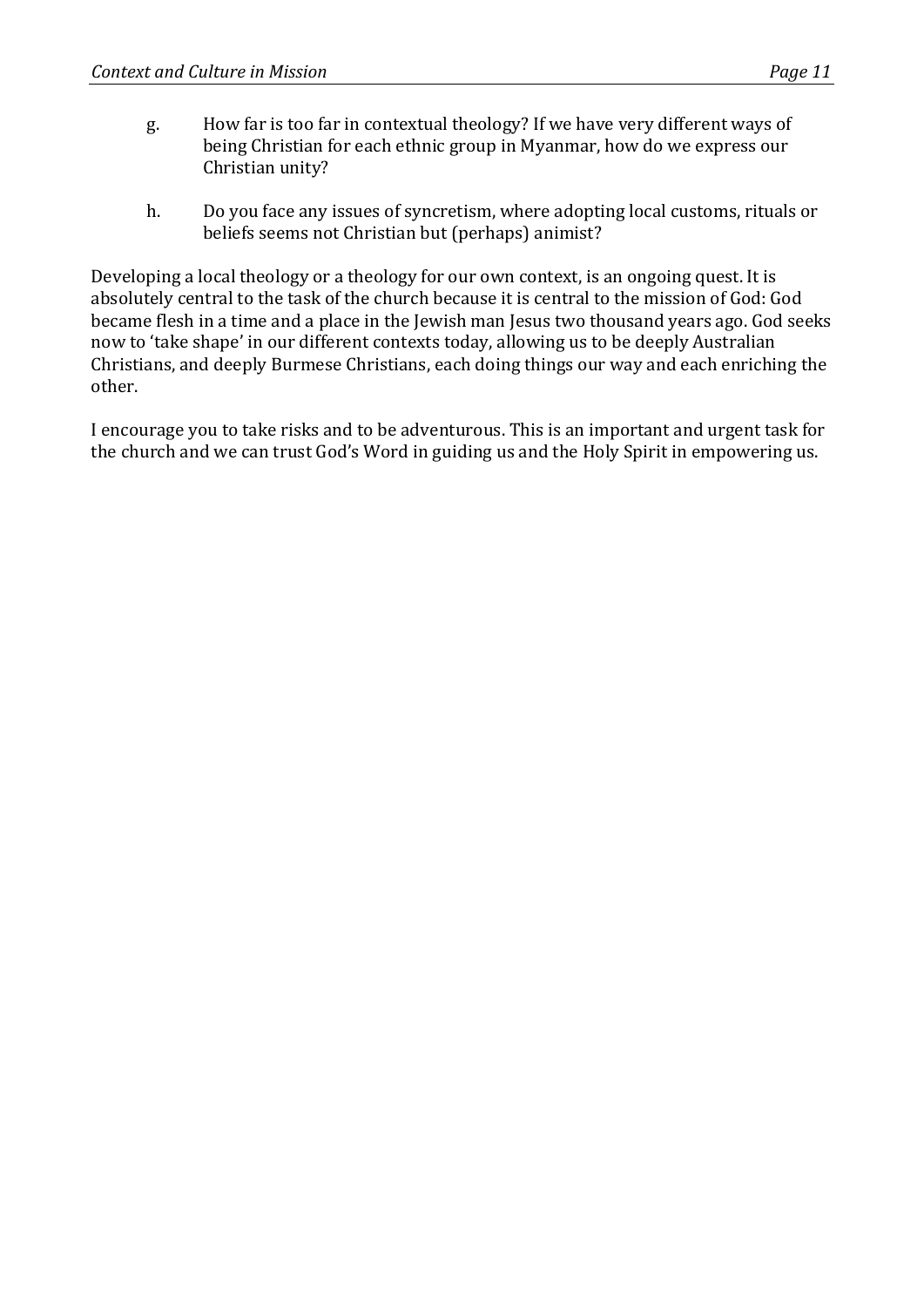g. How far is too far in contextual theology? If we have very different ways of being Christian for each ethnic group in Myanmar, how do we express our Christian unity?

h. Do you face any issues of syncretism, where adopting local customs, rituals or beliefs seems not Christian but (perhaps) animist?

Developing a local theology or a theology for our own context, is an ongoing quest. It is absolutely central to the task of the church because it is central to the mission of God: God became flesh in a time and a place in the Jewish man Jesus two thousand years ago. God seeks now to 'take shape' in our different contexts today, allowing us to be deeply Australian Christians, and deeply Burmese Christians, each doing things our way and each enriching the other.

I encourage you to take risks and to be adventurous. This is an important and urgent task for the church and we can trust God's Word in guiding us and the Holy Spirit in empowering us.